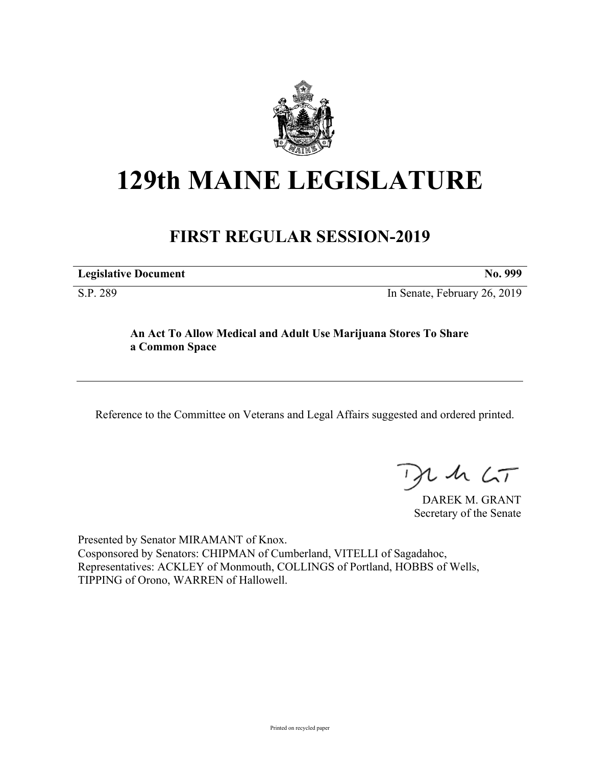# 129th MAINE LEGISLATURE

## FIRST REGULAR SESSION-2019

**Legislative Document** **No. 999**

S.P. 289 In Senate, February 26, 2019

**An Act To Allow Medical and Adult Use Marijuana Stores To Share a Common Space**

Reference to the Committee on Veterans and Legal Affairs suggested and ordered printed.

DAREK M. GRANT
Secretary of the Senate

Presented by Senator MIRAMANT of Knox.
Cosponsored by Senators: CHIPMAN of Cumberland, VITELLI of Sagadahoc, Representatives: ACKLEY of Monmouth, COLLINGS of Portland, HOBBS of Wells, TIPPING of Orono, WARREN of Hallowell.

Printed on recycled paper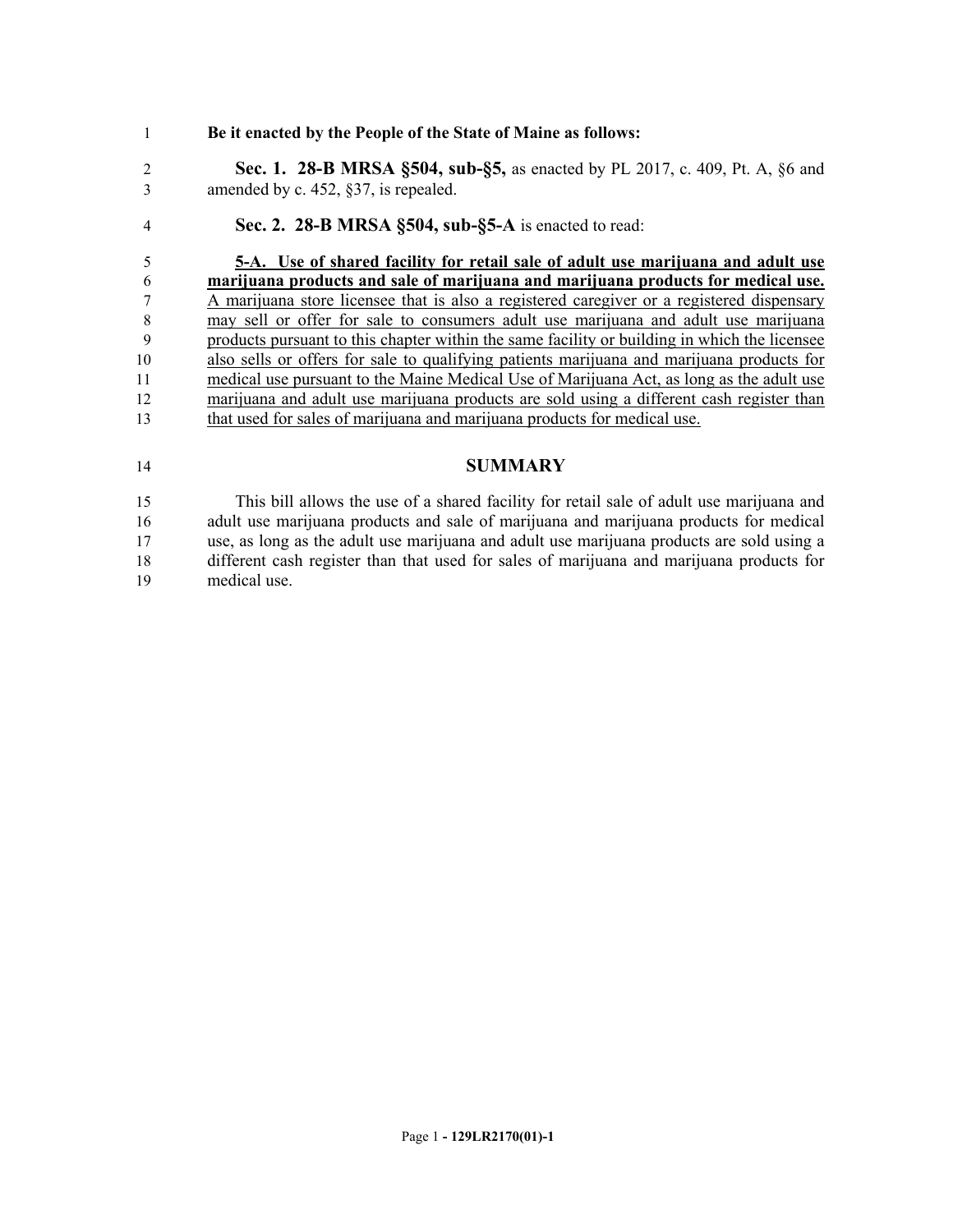**Be it enacted by the People of the State of Maine as follows:**

**Sec. 1. 28-B MRSA §504, sub-§5,** as enacted by PL 2017, c. 409, Pt. A, §6 and amended by c. 452, §37, is repealed.

**Sec. 2. 28-B MRSA §504, sub-§5-A** is enacted to read:

**5-A. Use of shared facility for retail sale of adult use marijuana and adult use marijuana products and sale of marijuana and marijuana products for medical use.** A marijuana store licensee that is also a registered caregiver or a registered dispensary may sell or offer for sale to consumers adult use marijuana and adult use marijuana products pursuant to this chapter within the same facility or building in which the licensee also sells or offers for sale to qualifying patients marijuana and marijuana products for medical use pursuant to the Maine Medical Use of Marijuana Act, as long as the adult use marijuana and adult use marijuana products are sold using a different cash register than that used for sales of marijuana and marijuana products for medical use.

## SUMMARY

This bill allows the use of a shared facility for retail sale of adult use marijuana and adult use marijuana products and sale of marijuana and marijuana products for medical use, as long as the adult use marijuana and adult use marijuana products are sold using a different cash register than that used for sales of marijuana and marijuana products for medical use.